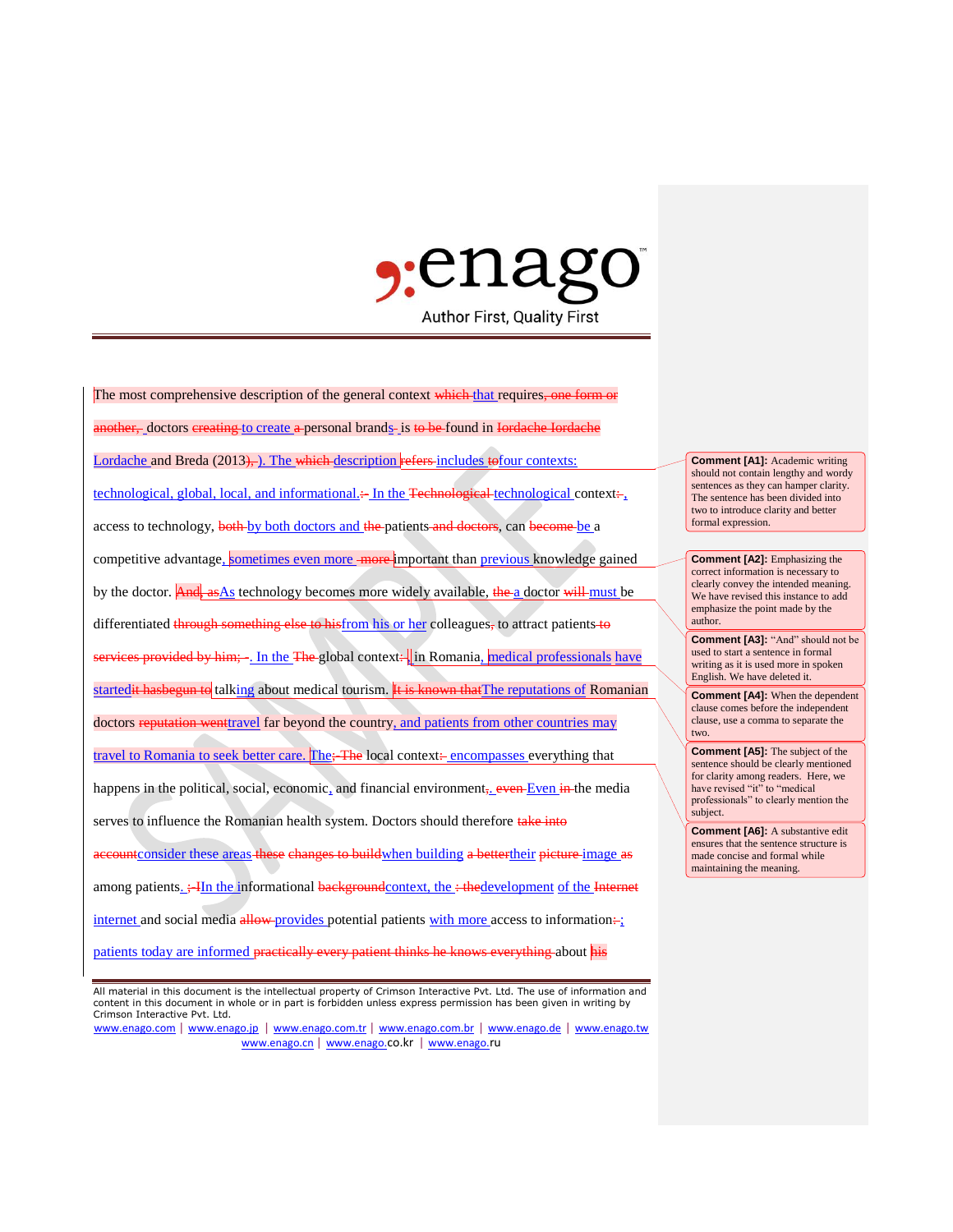The most comprehensive description of the general context ~~which~~ that requires~~, one form or another,~~ doctors ~~creating~~ to create ~~a~~ personal brand~~s~~ is ~~to be~~ found in ~~Iordache Iordache~~ Lordache and Breda (2013~~),~~). The ~~which~~ description ~~refers~~ includes ~~to~~four contexts: technological, global, local, and informational.~~:~~ In the ~~Technological~~ technological context~~:~~, access to technology, ~~both~~ by both doctors and ~~the~~ patients ~~and doctors~~, can ~~become~~ be a competitive advantage, sometimes even more ~~more~~ important than previous knowledge gained by the doctor. ~~And~~ ~~as~~As technology becomes more widely available, ~~the~~ a doctor ~~will~~ must be differentiated ~~through something else to his~~from his or her colleagues~~,~~ to attract patients ~~to services provided by him; -~~. In the ~~The~~ global context~~:~~, in Romania, medical professionals have started~~it hasbegun to~~ talking about medical tourism. ~~It is known that~~The reputations of Romanian doctors ~~reputation went~~travel far beyond the country, and patients from other countries may travel to Romania to seek better care. The~~; The~~ local context~~:~~ encompasses everything that happens in the political, social, economic, and financial environment~~,~~. ~~even~~ Even ~~in~~ the media serves to influence the Romanian health system. Doctors should therefore ~~take into account~~consider these areas ~~these changes to build~~when building ~~a better~~their ~~picture~~ image ~~as~~ among patients. ~~;~~ ~~I~~In the informational ~~background~~context, the ~~;~~ ~~the~~development of the ~~Internet~~ internet and social media ~~allow~~ provides potential patients with more access to information~~:~~; patients today are informed ~~practically every patient thinks he knows everything~~ about ~~his~~

> **Comment [A1]:** Academic writing should not contain lengthy and wordy sentences as they can hamper clarity. The sentence has been divided into two to introduce clarity and better formal expression.

> **Comment [A2]:** Emphasizing the correct information is necessary to clearly convey the intended meaning. We have revised this instance to add emphasize the point made by the author.

> **Comment [A3]:** "And" should not be used to start a sentence in formal writing as it is used more in spoken English. We have deleted it.

> **Comment [A4]:** When the dependent clause comes before the independent clause, use a comma to separate the two.

> **Comment [A5]:** The subject of the sentence should be clearly mentioned for clarity among readers. Here, we have revised "it" to "medical professionals" to clearly mention the subject.

> **Comment [A6]:** A substantive edit ensures that the sentence structure is made concise and formal while maintaining the meaning.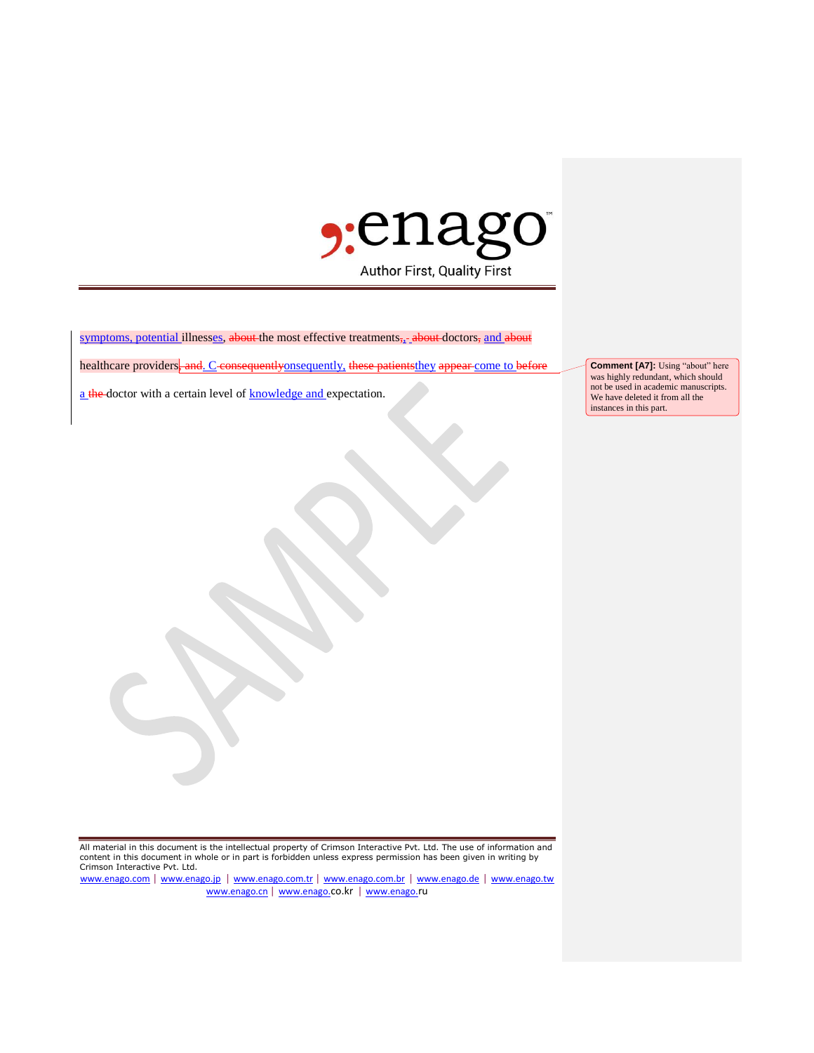symptoms, potential illnesses, about the most effective treatments,, about doctors, and about healthcare providers, and. C consequentlyonsequently, these patientsthey appear come to before a the doctor with a certain level of knowledge and expectation.

**Comment [A7]:** Using "about" here was highly redundant, which should not be used in academic manuscripts. We have deleted it from all the instances in this part.

All material in this document is the intellectual property of Crimson Interactive Pvt. Ltd. The use of information and content in this document in whole or in part is forbidden unless express permission has been given in writing by Crimson Interactive Pvt. Ltd.

www.enago.com | www.enago.jp | www.enago.com.tr | www.enago.com.br | www.enago.de | www.enago.tw | www.enago.cn | www.enago.co.kr | www.enago.ru